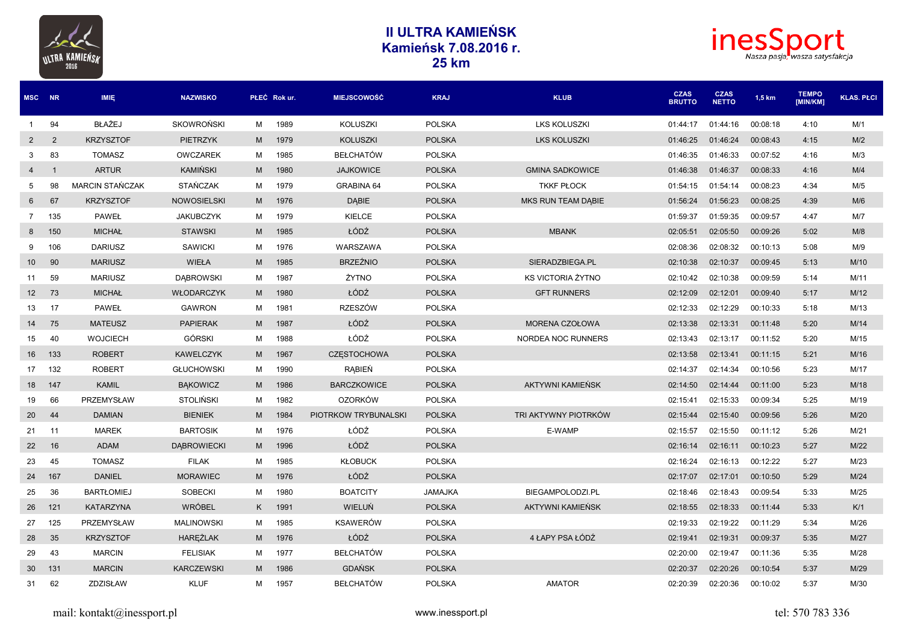# II ULTRA KAMIEŃSK
## Kamieńsk 7.08.2016 r.
## 25 km

| MSC | NR | IMIĘ | NAZWISKO | PŁEĆ | Rok ur. | MIEJSCOWOŚĆ | KRAJ | KLUB | CZAS BRUTTO | CZAS NETTO | 1,5 km | TEMPO [MIN/KM] | KLAS. PŁCI |
|---|---|---|---|---|---|---|---|---|---|---|---|---|---|
| 1 | 94 | BŁAŻEJ | SKOWROŃSKI | M | 1989 | KOLUSZKI | POLSKA | LKS KOLUSZKI | 01:44:17 | 01:44:16 | 00:08:18 | 4:10 | M/1 |
| 2 | 2 | KRZYSZTOF | PIETRZYK | M | 1979 | KOLUSZKI | POLSKA | LKS KOLUSZKI | 01:46:25 | 01:46:24 | 00:08:43 | 4:15 | M/2 |
| 3 | 83 | TOMASZ | OWCZAREK | M | 1985 | BEŁCHATÓW | POLSKA | | 01:46:35 | 01:46:33 | 00:07:52 | 4:16 | M/3 |
| 4 | 1 | ARTUR | KAMIŃSKI | M | 1980 | JAJKOWICE | POLSKA | GMINA SADKOWICE | 01:46:38 | 01:46:37 | 00:08:33 | 4:16 | M/4 |
| 5 | 98 | MARCIN STAŃCZAK | STAŃCZAK | M | 1979 | GRABINA 64 | POLSKA | TKKF PŁOCK | 01:54:15 | 01:54:14 | 00:08:23 | 4:34 | M/5 |
| 6 | 67 | KRZYSZTOF | NOWOSIELSKI | M | 1976 | DĄBIE | POLSKA | MKS RUN TEAM DĄBIE | 01:56:24 | 01:56:23 | 00:08:25 | 4:39 | M/6 |
| 7 | 135 | PAWEŁ | JAKUBCZYK | M | 1979 | KIELCE | POLSKA | | 01:59:37 | 01:59:35 | 00:09:57 | 4:47 | M/7 |
| 8 | 150 | MICHAŁ | STAWSKI | M | 1985 | ŁÓDŹ | POLSKA | MBANK | 02:05:51 | 02:05:50 | 00:09:26 | 5:02 | M/8 |
| 9 | 106 | DARIUSZ | SAWICKI | M | 1976 | WARSZAWA | POLSKA | | 02:08:36 | 02:08:32 | 00:10:13 | 5:08 | M/9 |
| 10 | 90 | MARIUSZ | WIEŁA | M | 1985 | BRZEŹNIO | POLSKA | SIERADZBIEGA.PL | 02:10:38 | 02:10:37 | 00:09:45 | 5:13 | M/10 |
| 11 | 59 | MARIUSZ | DĄBROWSKI | M | 1987 | ŻYTNO | POLSKA | KS VICTORIA ŻYTNO | 02:10:42 | 02:10:38 | 00:09:59 | 5:14 | M/11 |
| 12 | 73 | MICHAŁ | WŁODARCZYK | M | 1980 | ŁÓDŹ | POLSKA | GFT RUNNERS | 02:12:09 | 02:12:01 | 00:09:40 | 5:17 | M/12 |
| 13 | 17 | PAWEŁ | GAWRON | M | 1981 | RZESZÓW | POLSKA | | 02:12:33 | 02:12:29 | 00:10:33 | 5:18 | M/13 |
| 14 | 75 | MATEUSZ | PAPIERAK | M | 1987 | ŁÓDŹ | POLSKA | MORENA CZOŁOWA | 02:13:38 | 02:13:31 | 00:11:48 | 5:20 | M/14 |
| 15 | 40 | WOJCIECH | GÓRSKI | M | 1988 | ŁÓDŹ | POLSKA | NORDEA NOC RUNNERS | 02:13:43 | 02:13:17 | 00:11:52 | 5:20 | M/15 |
| 16 | 133 | ROBERT | KAWELCZYK | M | 1967 | CZĘSTOCHOWA | POLSKA | | 02:13:58 | 02:13:41 | 00:11:15 | 5:21 | M/16 |
| 17 | 132 | ROBERT | GŁUCHOWSKI | M | 1990 | RĄBIEŃ | POLSKA | | 02:14:37 | 02:14:34 | 00:10:56 | 5:23 | M/17 |
| 18 | 147 | KAMIL | BĄKOWICZ | M | 1986 | BARCZKOWICE | POLSKA | AKTYWNI KAMIEŃSK | 02:14:50 | 02:14:44 | 00:11:00 | 5:23 | M/18 |
| 19 | 66 | PRZEMYSŁAW | STOLIŃSKI | M | 1982 | OZORKÓW | POLSKA | | 02:15:41 | 02:15:33 | 00:09:34 | 5:25 | M/19 |
| 20 | 44 | DAMIAN | BIENIEK | M | 1984 | PIOTRKOW TRYBUNALSKI | POLSKA | TRI AKTYWNY PIOTRKÓW | 02:15:44 | 02:15:40 | 00:09:56 | 5:26 | M/20 |
| 21 | 11 | MAREK | BARTOSIK | M | 1976 | ŁÓDŹ | POLSKA | E-WAMP | 02:15:57 | 02:15:50 | 00:11:12 | 5:26 | M/21 |
| 22 | 16 | ADAM | DĄBROWIECKI | M | 1996 | ŁÓDŹ | POLSKA | | 02:16:14 | 02:16:11 | 00:10:23 | 5:27 | M/22 |
| 23 | 45 | TOMASZ | FILAK | M | 1985 | KŁOBUCK | POLSKA | | 02:16:24 | 02:16:13 | 00:12:22 | 5:27 | M/23 |
| 24 | 167 | DANIEL | MORAWIEC | M | 1976 | ŁÓDŹ | POLSKA | | 02:17:07 | 02:17:01 | 00:10:50 | 5:29 | M/24 |
| 25 | 36 | BARTŁOMIEJ | SOBECKI | M | 1980 | BOATCITY | JAMAJKA | BIEGAMPOLODZI.PL | 02:18:46 | 02:18:43 | 00:09:54 | 5:33 | M/25 |
| 26 | 121 | KATARZYNA | WRÓBEL | K | 1991 | WIELUŃ | POLSKA | AKTYWNI KAMIEŃSK | 02:18:55 | 02:18:33 | 00:11:44 | 5:33 | K/1 |
| 27 | 125 | PRZEMYSŁAW | MALINOWSKI | M | 1985 | KSAWERÓW | POLSKA | | 02:19:33 | 02:19:22 | 00:11:29 | 5:34 | M/26 |
| 28 | 35 | KRZYSZTOF | HARĘŻLAK | M | 1976 | ŁÓDŹ | POLSKA | 4 ŁAPY PSA ŁÓDŹ | 02:19:41 | 02:19:31 | 00:09:37 | 5:35 | M/27 |
| 29 | 43 | MARCIN | FELISIAK | M | 1977 | BEŁCHATÓW | POLSKA | | 02:20:00 | 02:19:47 | 00:11:36 | 5:35 | M/28 |
| 30 | 131 | MARCIN | KARCZEWSKI | M | 1986 | GDAŃSK | POLSKA | | 02:20:37 | 02:20:26 | 00:10:54 | 5:37 | M/29 |
| 31 | 62 | ZDZISŁAW | KLUF | M | 1957 | BEŁCHATÓW | POLSKA | AMATOR | 02:20:39 | 02:20:36 | 00:10:02 | 5:37 | M/30 |

mail: kontakt@inessport.pl www.inessport.pl tel: 570 783 336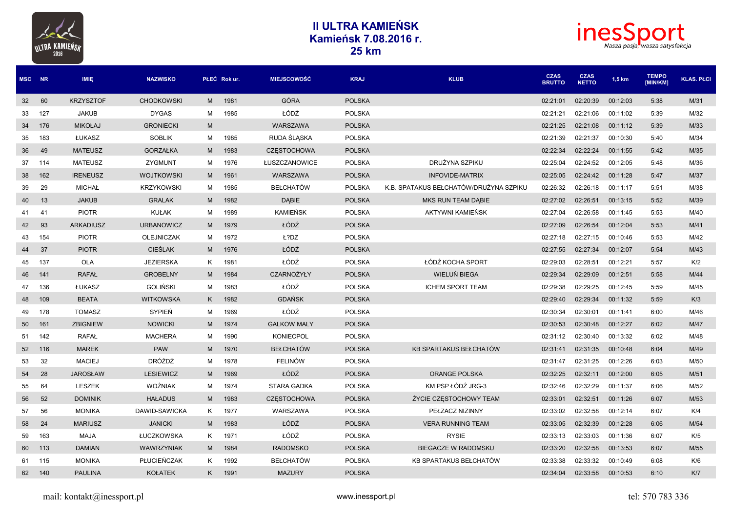# II ULTRA KAMIEŃSK
## Kamieńsk 7.08.2016 r.
## 25 km

| MSC | NR | IMIĘ | NAZWISKO | PŁEĆ | Rok ur. | MIEJSCOWOŚĆ | KRAJ | KLUB | CZAS BRUTTO | CZAS NETTO | 1,5 km | TEMPO [MIN/KM] | KLAS. PŁCI |
|---|---|---|---|---|---|---|---|---|---|---|---|---|---|
| 32 | 60 | KRZYSZTOF | CHODKOWSKI | M | 1981 | GÓRA | POLSKA | | 02:21:01 | 02:20:39 | 00:12:03 | 5:38 | M/31 |
| 33 | 127 | JAKUB | DYGAS | M | 1985 | ŁÓDŹ | POLSKA | | 02:21:21 | 02:21:06 | 00:11:02 | 5:39 | M/32 |
| 34 | 176 | MIKOŁAJ | GRONIECKI | M | | WARSZAWA | POLSKA | | 02:21:25 | 02:21:08 | 00:11:12 | 5:39 | M/33 |
| 35 | 183 | ŁUKASZ | SOBLIK | M | 1985 | RUDA ŚLĄSKA | POLSKA | | 02:21:39 | 02:21:37 | 00:10:30 | 5:40 | M/34 |
| 36 | 49 | MATEUSZ | GORZAŁKA | M | 1983 | CZĘSTOCHOWA | POLSKA | | 02:22:34 | 02:22:24 | 00:11:55 | 5:42 | M/35 |
| 37 | 114 | MATEUSZ | ZYGMUNT | M | 1976 | ŁUSZCZANOWICE | POLSKA | DRUŻYNA SZPIKU | 02:25:04 | 02:24:52 | 00:12:05 | 5:48 | M/36 |
| 38 | 162 | IRENEUSZ | WOJTKOWSKI | M | 1961 | WARSZAWA | POLSKA | INFOVIDE-MATRIX | 02:25:05 | 02:24:42 | 00:11:28 | 5:47 | M/37 |
| 39 | 29 | MICHAŁ | KRZYKOWSKI | M | 1985 | BEŁCHATÓW | POLSKA | K.B. SPATAKUS BEŁCHATÓW/DRUŻYNA SZPIKU | 02:26:32 | 02:26:18 | 00:11:17 | 5:51 | M/38 |
| 40 | 13 | JAKUB | GRALAK | M | 1982 | DĄBIE | POLSKA | MKS RUN TEAM DĄBIE | 02:27:02 | 02:26:51 | 00:13:15 | 5:52 | M/39 |
| 41 | 41 | PIOTR | KUŁAK | M | 1989 | KAMIEŃSK | POLSKA | AKTYWNI KAMIEŃSK | 02:27:04 | 02:26:58 | 00:11:45 | 5:53 | M/40 |
| 42 | 93 | ARKADIUSZ | URBANOWICZ | M | 1979 | ŁÓDŹ | POLSKA | | 02:27:09 | 02:26:54 | 00:12:04 | 5:53 | M/41 |
| 43 | 154 | PIOTR | OLEJNICZAK | M | 1972 | Ł?DZ | POLSKA | | 02:27:18 | 02:27:15 | 00:10:46 | 5:53 | M/42 |
| 44 | 37 | PIOTR | CIEŚLAK | M | 1976 | ŁÓDŹ | POLSKA | | 02:27:55 | 02:27:34 | 00:12:07 | 5:54 | M/43 |
| 45 | 137 | OLA | JEZIERSKA | K | 1981 | ŁÓDŹ | POLSKA | ŁÓDŹ KOCHA SPORT | 02:29:03 | 02:28:51 | 00:12:21 | 5:57 | K/2 |
| 46 | 141 | RAFAŁ | GROBELNY | M | 1984 | CZARNOŻYŁY | POLSKA | WIELUŃ BIEGA | 02:29:34 | 02:29:09 | 00:12:51 | 5:58 | M/44 |
| 47 | 136 | ŁUKASZ | GOLIŃSKI | M | 1983 | ŁÓDŹ | POLSKA | ICHEM SPORT TEAM | 02:29:38 | 02:29:25 | 00:12:45 | 5:59 | M/45 |
| 48 | 109 | BEATA | WITKOWSKA | K | 1982 | GDAŃSK | POLSKA | | 02:29:40 | 02:29:34 | 00:11:32 | 5:59 | K/3 |
| 49 | 178 | TOMASZ | SYPIEŃ | M | 1969 | ŁÓDŹ | POLSKA | | 02:30:34 | 02:30:01 | 00:11:41 | 6:00 | M/46 |
| 50 | 161 | ZBIGNIEW | NOWICKI | M | 1974 | GALKOW MALY | POLSKA | | 02:30:53 | 02:30:48 | 00:12:27 | 6:02 | M/47 |
| 51 | 142 | RAFAŁ | MACHERA | M | 1990 | KONIECPOL | POLSKA | | 02:31:12 | 02:30:40 | 00:13:32 | 6:02 | M/48 |
| 52 | 116 | MAREK | PAW | M | 1970 | BEŁCHATÓW | POLSKA | KB SPARTAKUS BEŁCHATÓW | 02:31:41 | 02:31:35 | 00:10:48 | 6:04 | M/49 |
| 53 | 32 | MACIEJ | DRÓŻDŻ | M | 1978 | FELINÓW | POLSKA | | 02:31:47 | 02:31:25 | 00:12:26 | 6:03 | M/50 |
| 54 | 28 | JAROSŁAW | LESIEWICZ | M | 1969 | ŁÓDŹ | POLSKA | ORANGE POLSKA | 02:32:25 | 02:32:11 | 00:12:00 | 6:05 | M/51 |
| 55 | 64 | LESZEK | WOŹNIAK | M | 1974 | STARA GADKA | POLSKA | KM PSP ŁÓDŹ JRG-3 | 02:32:46 | 02:32:29 | 00:11:37 | 6:06 | M/52 |
| 56 | 52 | DOMINIK | HAŁADUS | M | 1983 | CZĘSTOCHOWA | POLSKA | ŻYCIE CZĘSTOCHOWY TEAM | 02:33:01 | 02:32:51 | 00:11:26 | 6:07 | M/53 |
| 57 | 56 | MONIKA | DAWID-SAWICKA | K | 1977 | WARSZAWA | POLSKA | PEŁZACZ NIZINNY | 02:33:02 | 02:32:58 | 00:12:14 | 6:07 | K/4 |
| 58 | 24 | MARIUSZ | JANICKI | M | 1983 | ŁÓDŹ | POLSKA | VERA RUNNING TEAM | 02:33:05 | 02:32:39 | 00:12:28 | 6:06 | M/54 |
| 59 | 163 | MAJA | ŁUCZKOWSKA | K | 1971 | ŁÓDŹ | POLSKA | RYSIE | 02:33:13 | 02:33:03 | 00:11:36 | 6:07 | K/5 |
| 60 | 113 | DAMIAN | WAWRZYNIAK | M | 1984 | RADOMSKO | POLSKA | BIEGACZE W RADOMSKU | 02:33:20 | 02:32:58 | 00:13:53 | 6:07 | M/55 |
| 61 | 115 | MONIKA | PŁUCIEŃCZAK | K | 1992 | BEŁCHATÓW | POLSKA | KB SPARTAKUS BEŁCHATÓW | 02:33:38 | 02:33:32 | 00:10:49 | 6:08 | K/6 |
| 62 | 140 | PAULINA | KOŁATEK | K | 1991 | MAZURY | POLSKA | | 02:34:04 | 02:33:58 | 00:10:53 | 6:10 | K/7 |

mail: kontakt@inessport.pl www.inessport.pl tel: 570 783 336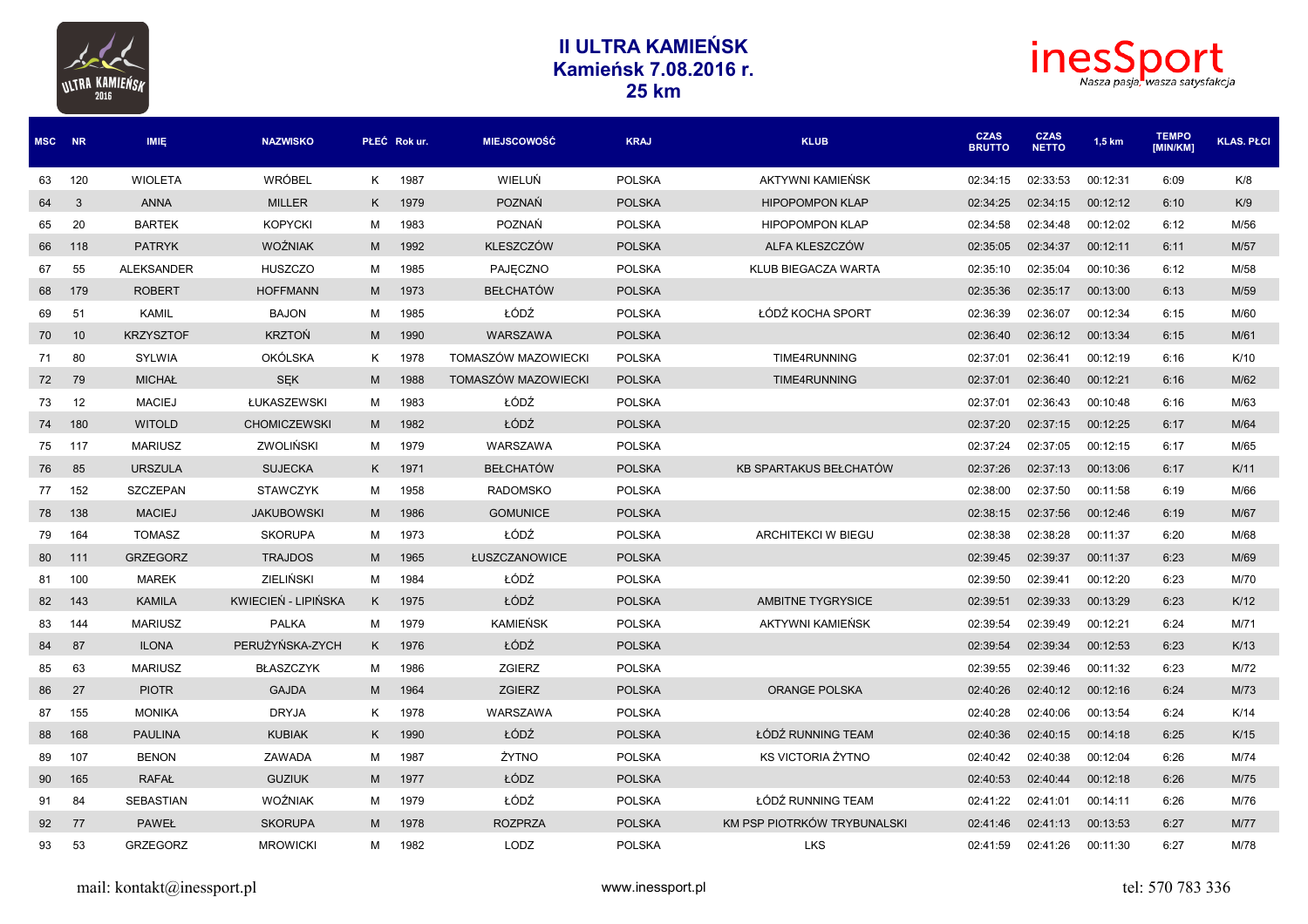# II ULTRA KAMIEŃSK
## Kamieńsk 7.08.2016 r.
## 25 km

| MSC | NR | IMIĘ | NAZWISKO | PŁEĆ | Rok ur. | MIEJSCOWOŚĆ | KRAJ | KLUB | CZAS BRUTTO | CZAS NETTO | 1,5 km | TEMPO [MIN/KM] | KLAS. PŁCI |
|---|---|---|---|---|---|---|---|---|---|---|---|---|---|
| 63 | 120 | WIOLETA | WRÓBEL | K | 1987 | WIELUŃ | POLSKA | AKTYWNI KAMIEŃSK | 02:34:15 | 02:33:53 | 00:12:31 | 6:09 | K/8 |
| 64 | 3 | ANNA | MILLER | K | 1979 | POZNAŃ | POLSKA | HIPOPOMPON KLAP | 02:34:25 | 02:34:15 | 00:12:12 | 6:10 | K/9 |
| 65 | 20 | BARTEK | KOPYCKI | M | 1983 | POZNAŃ | POLSKA | HIPOPOMPON KLAP | 02:34:58 | 02:34:48 | 00:12:02 | 6:12 | M/56 |
| 66 | 118 | PATRYK | WOŹNIAK | M | 1992 | KLESZCZÓW | POLSKA | ALFA KLESZCZÓW | 02:35:05 | 02:34:37 | 00:12:11 | 6:11 | M/57 |
| 67 | 55 | ALEKSANDER | HUSZCZO | M | 1985 | PAJĘCZNO | POLSKA | KLUB BIEGACZA WARTA | 02:35:10 | 02:35:04 | 00:10:36 | 6:12 | M/58 |
| 68 | 179 | ROBERT | HOFFMANN | M | 1973 | BEŁCHATÓW | POLSKA | | 02:35:36 | 02:35:17 | 00:13:00 | 6:13 | M/59 |
| 69 | 51 | KAMIL | BAJON | M | 1985 | ŁÓDŹ | POLSKA | ŁÓDŹ KOCHA SPORT | 02:36:39 | 02:36:07 | 00:12:34 | 6:15 | M/60 |
| 70 | 10 | KRZYSZTOF | KRZTOŃ | M | 1990 | WARSZAWA | POLSKA | | 02:36:40 | 02:36:12 | 00:13:34 | 6:15 | M/61 |
| 71 | 80 | SYLWIA | OKÓLSKA | K | 1978 | TOMASZÓW MAZOWIECKI | POLSKA | TIME4RUNNING | 02:37:01 | 02:36:41 | 00:12:19 | 6:16 | K/10 |
| 72 | 79 | MICHAŁ | SĘK | M | 1988 | TOMASZÓW MAZOWIECKI | POLSKA | TIME4RUNNING | 02:37:01 | 02:36:40 | 00:12:21 | 6:16 | M/62 |
| 73 | 12 | MACIEJ | ŁUKASZEWSKI | M | 1983 | ŁÓDŹ | POLSKA | | 02:37:01 | 02:36:43 | 00:10:48 | 6:16 | M/63 |
| 74 | 180 | WITOLD | CHOMICZEWSKI | M | 1982 | ŁÓDŹ | POLSKA | | 02:37:20 | 02:37:15 | 00:12:25 | 6:17 | M/64 |
| 75 | 117 | MARIUSZ | ZWOLIŃSKI | M | 1979 | WARSZAWA | POLSKA | | 02:37:24 | 02:37:05 | 00:12:15 | 6:17 | M/65 |
| 76 | 85 | URSZULA | SUJECKA | K | 1971 | BEŁCHATÓW | POLSKA | KB SPARTAKUS BEŁCHATÓW | 02:37:26 | 02:37:13 | 00:13:06 | 6:17 | K/11 |
| 77 | 152 | SZCZEPAN | STAWCZYK | M | 1958 | RADOMSKO | POLSKA | | 02:38:00 | 02:37:50 | 00:11:58 | 6:19 | M/66 |
| 78 | 138 | MACIEJ | JAKUBOWSKI | M | 1986 | GOMUNICE | POLSKA | | 02:38:15 | 02:37:56 | 00:12:46 | 6:19 | M/67 |
| 79 | 164 | TOMASZ | SKORUPA | M | 1973 | ŁÓDŹ | POLSKA | ARCHITEKCI W BIEGU | 02:38:38 | 02:38:28 | 00:11:37 | 6:20 | M/68 |
| 80 | 111 | GRZEGORZ | TRAJDOS | M | 1965 | ŁUSZCZANOWICE | POLSKA | | 02:39:45 | 02:39:37 | 00:11:37 | 6:23 | M/69 |
| 81 | 100 | MAREK | ZIELIŃSKI | M | 1984 | ŁÓDŹ | POLSKA | | 02:39:50 | 02:39:41 | 00:12:20 | 6:23 | M/70 |
| 82 | 143 | KAMILA | KWIECIEŃ - LIPIŃSKA | K | 1975 | ŁÓDŹ | POLSKA | AMBITNE TYGRYSICE | 02:39:51 | 02:39:33 | 00:13:29 | 6:23 | K/12 |
| 83 | 144 | MARIUSZ | PALKA | M | 1979 | KAMIEŃSK | POLSKA | AKTYWNI KAMIEŃSK | 02:39:54 | 02:39:49 | 00:12:21 | 6:24 | M/71 |
| 84 | 87 | ILONA | PERUŻYŃSKA-ZYCH | K | 1976 | ŁÓDŹ | POLSKA | | 02:39:54 | 02:39:34 | 00:12:53 | 6:23 | K/13 |
| 85 | 63 | MARIUSZ | BŁASZCZYK | M | 1986 | ZGIERZ | POLSKA | | 02:39:55 | 02:39:46 | 00:11:32 | 6:23 | M/72 |
| 86 | 27 | PIOTR | GAJDA | M | 1964 | ZGIERZ | POLSKA | ORANGE POLSKA | 02:40:26 | 02:40:12 | 00:12:16 | 6:24 | M/73 |
| 87 | 155 | MONIKA | DRYJA | K | 1978 | WARSZAWA | POLSKA | | 02:40:28 | 02:40:06 | 00:13:54 | 6:24 | K/14 |
| 88 | 168 | PAULINA | KUBIAK | K | 1990 | ŁÓDŹ | POLSKA | ŁÓDŹ RUNNING TEAM | 02:40:36 | 02:40:15 | 00:14:18 | 6:25 | K/15 |
| 89 | 107 | BENON | ZAWADA | M | 1987 | ŻYTNO | POLSKA | KS VICTORIA ŻYTNO | 02:40:42 | 02:40:38 | 00:12:04 | 6:26 | M/74 |
| 90 | 165 | RAFAŁ | GUZIUK | M | 1977 | ŁÓDZ | POLSKA | | 02:40:53 | 02:40:44 | 00:12:18 | 6:26 | M/75 |
| 91 | 84 | SEBASTIAN | WOŹNIAK | M | 1979 | ŁÓDŹ | POLSKA | ŁÓDŹ RUNNING TEAM | 02:41:22 | 02:41:01 | 00:14:11 | 6:26 | M/76 |
| 92 | 77 | PAWEŁ | SKORUPA | M | 1978 | ROZPRZA | POLSKA | KM PSP PIOTRKÓW TRYBUNALSKI | 02:41:46 | 02:41:13 | 00:13:53 | 6:27 | M/77 |
| 93 | 53 | GRZEGORZ | MROWICKI | M | 1982 | LODZ | POLSKA | LKS | 02:41:59 | 02:41:26 | 00:11:30 | 6:27 | M/78 |

mail: kontakt@inessport.pl www.inessport.pl tel: 570 783 336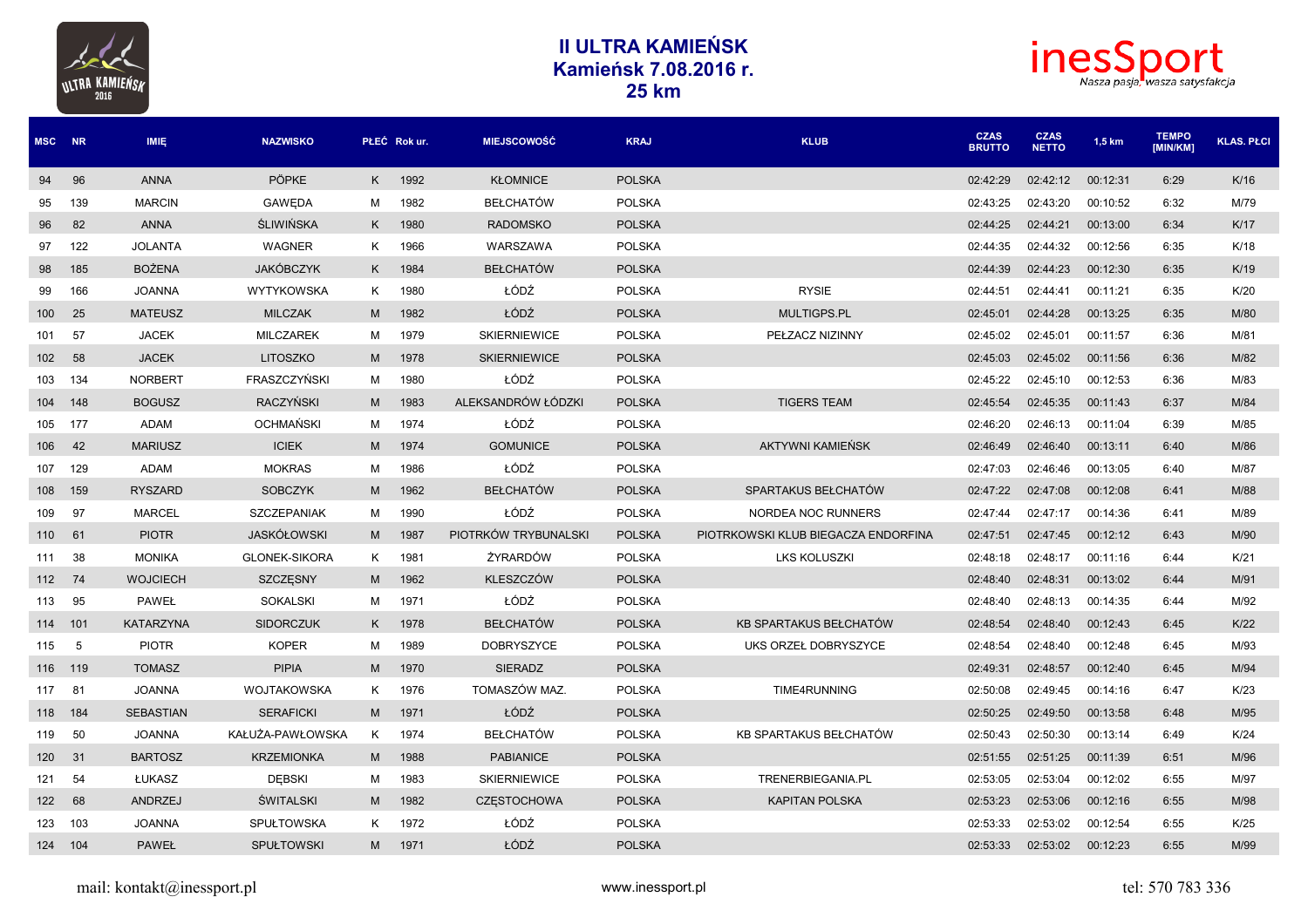# II ULTRA KAMIEŃSK
## Kamieńsk 7.08.2016 r.
## 25 km

| MSC | NR | IMIĘ | NAZWISKO | PŁEĆ | Rok ur. | MIEJSCOWOŚĆ | KRAJ | KLUB | CZAS BRUTTO | CZAS NETTO | 1,5 km | TEMPO [MIN/KM] | KLAS. PŁCI |
|---|---|---|---|---|---|---|---|---|---|---|---|---|---|
| 94 | 96 | ANNA | PÖPKE | K | 1992 | KŁOMNICE | POLSKA | | 02:42:29 | 02:42:12 | 00:12:31 | 6:29 | K/16 |
| 95 | 139 | MARCIN | GAWĘDA | M | 1982 | BEŁCHATÓW | POLSKA | | 02:43:25 | 02:43:20 | 00:10:52 | 6:32 | M/79 |
| 96 | 82 | ANNA | ŚLIWIŃSKA | K | 1980 | RADOMSKO | POLSKA | | 02:44:25 | 02:44:21 | 00:13:00 | 6:34 | K/17 |
| 97 | 122 | JOLANTA | WAGNER | K | 1966 | WARSZAWA | POLSKA | | 02:44:35 | 02:44:32 | 00:12:56 | 6:35 | K/18 |
| 98 | 185 | BOŻENA | JAKÓBCZYK | K | 1984 | BEŁCHATÓW | POLSKA | | 02:44:39 | 02:44:23 | 00:12:30 | 6:35 | K/19 |
| 99 | 166 | JOANNA | WYTYKOWSKA | K | 1980 | ŁÓDŹ | POLSKA | RYSIE | 02:44:51 | 02:44:41 | 00:11:21 | 6:35 | K/20 |
| 100 | 25 | MATEUSZ | MILCZAK | M | 1982 | ŁÓDŹ | POLSKA | MULTIGPS.PL | 02:45:01 | 02:44:28 | 00:13:25 | 6:35 | M/80 |
| 101 | 57 | JACEK | MILCZAREK | M | 1979 | SKIERNIEWICE | POLSKA | PEŁZACZ NIZINNY | 02:45:02 | 02:45:01 | 00:11:57 | 6:36 | M/81 |
| 102 | 58 | JACEK | LITOSZKO | M | 1978 | SKIERNIEWICE | POLSKA | | 02:45:03 | 02:45:02 | 00:11:56 | 6:36 | M/82 |
| 103 | 134 | NORBERT | FRASZCZYŃSKI | M | 1980 | ŁÓDŹ | POLSKA | | 02:45:22 | 02:45:10 | 00:12:53 | 6:36 | M/83 |
| 104 | 148 | BOGUSZ | RACZYŃSKI | M | 1983 | ALEKSANDRÓW ŁÓDZKI | POLSKA | TIGERS TEAM | 02:45:54 | 02:45:35 | 00:11:43 | 6:37 | M/84 |
| 105 | 177 | ADAM | OCHMAŃSKI | M | 1974 | ŁÓDŹ | POLSKA | | 02:46:20 | 02:46:13 | 00:11:04 | 6:39 | M/85 |
| 106 | 42 | MARIUSZ | ICIEK | M | 1974 | GOMUNICE | POLSKA | AKTYWNI KAMIEŃSK | 02:46:49 | 02:46:40 | 00:13:11 | 6:40 | M/86 |
| 107 | 129 | ADAM | MOKRAS | M | 1986 | ŁÓDŹ | POLSKA | | 02:47:03 | 02:46:46 | 00:13:05 | 6:40 | M/87 |
| 108 | 159 | RYSZARD | SOBCZYK | M | 1962 | BEŁCHATÓW | POLSKA | SPARTAKUS BEŁCHATÓW | 02:47:22 | 02:47:08 | 00:12:08 | 6:41 | M/88 |
| 109 | 97 | MARCEL | SZCZEPANIAK | M | 1990 | ŁÓDŹ | POLSKA | NORDEA NOC RUNNERS | 02:47:44 | 02:47:17 | 00:14:36 | 6:41 | M/89 |
| 110 | 61 | PIOTR | JASKÓŁOWSKI | M | 1987 | PIOTRKÓW TRYBUNALSKI | POLSKA | PIOTRKOWSKI KLUB BIEGACZA ENDORFINA | 02:47:51 | 02:47:45 | 00:12:12 | 6:43 | M/90 |
| 111 | 38 | MONIKA | GLONEK-SIKORA | K | 1981 | ŻYRARDÓW | POLSKA | LKS KOLUSZKI | 02:48:18 | 02:48:17 | 00:11:16 | 6:44 | K/21 |
| 112 | 74 | WOJCIECH | SZCZĘSNY | M | 1962 | KLESZCZÓW | POLSKA | | 02:48:40 | 02:48:31 | 00:13:02 | 6:44 | M/91 |
| 113 | 95 | PAWEŁ | SOKALSKI | M | 1971 | ŁÓDŹ | POLSKA | | 02:48:40 | 02:48:13 | 00:14:35 | 6:44 | M/92 |
| 114 | 101 | KATARZYNA | SIDORCZUK | K | 1978 | BEŁCHATÓW | POLSKA | KB SPARTAKUS BEŁCHATÓW | 02:48:54 | 02:48:40 | 00:12:43 | 6:45 | K/22 |
| 115 | 5 | PIOTR | KOPER | M | 1989 | DOBRYSZYCE | POLSKA | UKS ORZEŁ DOBRYSZYCE | 02:48:54 | 02:48:40 | 00:12:48 | 6:45 | M/93 |
| 116 | 119 | TOMASZ | PIPIA | M | 1970 | SIERADZ | POLSKA | | 02:49:31 | 02:48:57 | 00:12:40 | 6:45 | M/94 |
| 117 | 81 | JOANNA | WOJTAKOWSKA | K | 1976 | TOMASZÓW MAZ. | POLSKA | TIME4RUNNING | 02:50:08 | 02:49:45 | 00:14:16 | 6:47 | K/23 |
| 118 | 184 | SEBASTIAN | SERAFICKI | M | 1971 | ŁÓDŹ | POLSKA | | 02:50:25 | 02:49:50 | 00:13:58 | 6:48 | M/95 |
| 119 | 50 | JOANNA | KAŁUŻA-PAWŁOWSKA | K | 1974 | BEŁCHATÓW | POLSKA | KB SPARTAKUS BEŁCHATÓW | 02:50:43 | 02:50:30 | 00:13:14 | 6:49 | K/24 |
| 120 | 31 | BARTOSZ | KRZEMIONKA | M | 1988 | PABIANICE | POLSKA | | 02:51:55 | 02:51:25 | 00:11:39 | 6:51 | M/96 |
| 121 | 54 | ŁUKASZ | DĘBSKI | M | 1983 | SKIERNIEWICE | POLSKA | TRENERBIEGANIA.PL | 02:53:05 | 02:53:04 | 00:12:02 | 6:55 | M/97 |
| 122 | 68 | ANDRZEJ | ŚWITALSKI | M | 1982 | CZĘSTOCHOWA | POLSKA | KAPITAN POLSKA | 02:53:23 | 02:53:06 | 00:12:16 | 6:55 | M/98 |
| 123 | 103 | JOANNA | SPUŁTOWSKA | K | 1972 | ŁÓDŹ | POLSKA | | 02:53:33 | 02:53:02 | 00:12:54 | 6:55 | K/25 |
| 124 | 104 | PAWEŁ | SPUŁTOWSKI | M | 1971 | ŁÓDŹ | POLSKA | | 02:53:33 | 02:53:02 | 00:12:23 | 6:55 | M/99 |

mail: kontakt@inessport.pl www.inessport.pl tel: 570 783 336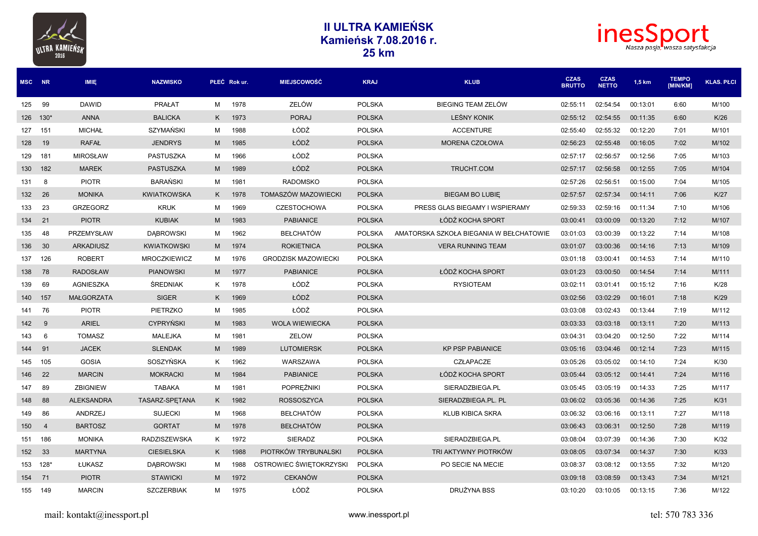# II ULTRA KAMIEŃSK
## Kamieńsk 7.08.2016 r.
## 25 km

| MSC | NR | IMIĘ | NAZWISKO | PŁEĆ | Rok ur. | MIEJSCOWOŚĆ | KRAJ | KLUB | CZAS BRUTTO | CZAS NETTO | 1,5 km | TEMPO [MIN/KM] | KLAS. PŁCI |
|---|---|---|---|---|---|---|---|---|---|---|---|---|---|
| 125 | 99 | DAWID | PRAŁAT | M | 1978 | ZELÓW | POLSKA | BIEGING TEAM ZELÓW | 02:55:11 | 02:54:54 | 00:13:01 | 6:60 | M/100 |
| 126 | 130* | ANNA | BALICKA | K | 1973 | PORAJ | POLSKA | LEŚNY KONIK | 02:55:12 | 02:54:55 | 00:11:35 | 6:60 | K/26 |
| 127 | 151 | MICHAŁ | SZYMAŃSKI | M | 1988 | ŁÓDŹ | POLSKA | ACCENTURE | 02:55:40 | 02:55:32 | 00:12:20 | 7:01 | M/101 |
| 128 | 19 | RAFAŁ | JENDRYS | M | 1985 | ŁÓDŹ | POLSKA | MORENA CZOŁOWA | 02:56:23 | 02:55:48 | 00:16:05 | 7:02 | M/102 |
| 129 | 181 | MIROSŁAW | PASTUSZKA | M | 1966 | ŁÓDŹ | POLSKA | | 02:57:17 | 02:56:57 | 00:12:56 | 7:05 | M/103 |
| 130 | 182 | MAREK | PASTUSZKA | M | 1989 | ŁÓDŹ | POLSKA | TRUCHT.COM | 02:57:17 | 02:56:58 | 00:12:55 | 7:05 | M/104 |
| 131 | 8 | PIOTR | BARAŃSKI | M | 1981 | RADOMSKO | POLSKA | | 02:57:26 | 02:56:51 | 00:15:00 | 7:04 | M/105 |
| 132 | 26 | MONIKA | KWIATKOWSKA | K | 1978 | TOMASZÓW MAZOWIECKI | POLSKA | BIEGAM BO LUBIĘ | 02:57:57 | 02:57:34 | 00:14:11 | 7:06 | K/27 |
| 133 | 23 | GRZEGORZ | KRUK | M | 1969 | CZESTOCHOWA | POLSKA | PRESS GLAS BIEGAMY I WSPIERAMY | 02:59:33 | 02:59:16 | 00:11:34 | 7:10 | M/106 |
| 134 | 21 | PIOTR | KUBIAK | M | 1983 | PABIANICE | POLSKA | ŁÓDŹ KOCHA SPORT | 03:00:41 | 03:00:09 | 00:13:20 | 7:12 | M/107 |
| 135 | 48 | PRZEMYSŁAW | DĄBROWSKI | M | 1962 | BEŁCHATÓW | POLSKA | AMATORSKA SZKOŁA BIEGANIA W BEŁCHATOWIE | 03:01:03 | 03:00:39 | 00:13:22 | 7:14 | M/108 |
| 136 | 30 | ARKADIUSZ | KWIATKOWSKI | M | 1974 | ROKIETNICA | POLSKA | VERA RUNNING TEAM | 03:01:07 | 03:00:36 | 00:14:16 | 7:13 | M/109 |
| 137 | 126 | ROBERT | MROCZKIEWICZ | M | 1976 | GRODZISK MAZOWIECKI | POLSKA | | 03:01:18 | 03:00:41 | 00:14:53 | 7:14 | M/110 |
| 138 | 78 | RADOSŁAW | PIANOWSKI | M | 1977 | PABIANICE | POLSKA | ŁÓDŹ KOCHA SPORT | 03:01:23 | 03:00:50 | 00:14:54 | 7:14 | M/111 |
| 139 | 69 | AGNIESZKA | ŚREDNIAK | K | 1978 | ŁÓDŹ | POLSKA | RYSIOTEAM | 03:02:11 | 03:01:41 | 00:15:12 | 7:16 | K/28 |
| 140 | 157 | MAŁGORZATA | SIGER | K | 1969 | ŁÓDŹ | POLSKA | | 03:02:56 | 03:02:29 | 00:16:01 | 7:18 | K/29 |
| 141 | 76 | PIOTR | PIETRZKO | M | 1985 | ŁÓDŹ | POLSKA | | 03:03:08 | 03:02:43 | 00:13:44 | 7:19 | M/112 |
| 142 | 9 | ARIEL | CYPRYŃSKI | M | 1983 | WOLA WIEWIECKA | POLSKA | | 03:03:33 | 03:03:18 | 00:13:11 | 7:20 | M/113 |
| 143 | 6 | TOMASZ | MALEJKA | M | 1981 | ZELOW | POLSKA | | 03:04:31 | 03:04:20 | 00:12:50 | 7:22 | M/114 |
| 144 | 91 | JACEK | SLENDAK | M | 1989 | LUTOMIERSK | POLSKA | KP PSP PABIANICE | 03:05:16 | 03:04:46 | 00:12:14 | 7:23 | M/115 |
| 145 | 105 | GOSIA | SOSZYŃSKA | K | 1962 | WARSZAWA | POLSKA | CZŁAPACZE | 03:05:26 | 03:05:02 | 00:14:10 | 7:24 | K/30 |
| 146 | 22 | MARCIN | MOKRACKI | M | 1984 | PABIANICE | POLSKA | ŁÓDŹ KOCHA SPORT | 03:05:44 | 03:05:12 | 00:14:41 | 7:24 | M/116 |
| 147 | 89 | ZBIGNIEW | TABAKA | M | 1981 | POPRĘŻNIKI | POLSKA | SIERADZBIEGA.PL | 03:05:45 | 03:05:19 | 00:14:33 | 7:25 | M/117 |
| 148 | 88 | ALEKSANDRA | TASARZ-SPĘTANA | K | 1982 | ROSSOSZYCA | POLSKA | SIERADZBIEGA.PL. PL | 03:06:02 | 03:05:36 | 00:14:36 | 7:25 | K/31 |
| 149 | 86 | ANDRZEJ | SUJECKI | M | 1968 | BEŁCHATÓW | POLSKA | KLUB KIBICA SKRA | 03:06:32 | 03:06:16 | 00:13:11 | 7:27 | M/118 |
| 150 | 4 | BARTOSZ | GORTAT | M | 1978 | BEŁCHATÓW | POLSKA | | 03:06:43 | 03:06:31 | 00:12:50 | 7:28 | M/119 |
| 151 | 186 | MONIKA | RADZISZEWSKA | K | 1972 | SIERADZ | POLSKA | SIERADZBIEGA.PL | 03:08:04 | 03:07:39 | 00:14:36 | 7:30 | K/32 |
| 152 | 33 | MARTYNA | CIESIELSKA | K | 1988 | PIOTRKÓW TRYBUNALSKI | POLSKA | TRI AKTYWNY PIOTRKÓW | 03:08:05 | 03:07:34 | 00:14:37 | 7:30 | K/33 |
| 153 | 128* | ŁUKASZ | DĄBROWSKI | M | 1988 | OSTROWIEC ŚWIĘTOKRZYSKI | POLSKA | PO SECIE NA MECIE | 03:08:37 | 03:08:12 | 00:13:55 | 7:32 | M/120 |
| 154 | 71 | PIOTR | STAWICKI | M | 1972 | CEKANÓW | POLSKA | | 03:09:18 | 03:08:59 | 00:13:43 | 7:34 | M/121 |
| 155 | 149 | MARCIN | SZCZERBIAK | M | 1975 | ŁÓDŹ | POLSKA | DRUŻYNA BSS | 03:10:20 | 03:10:05 | 00:13:15 | 7:36 | M/122 |

mail: kontakt@inessport.pl www.inessport.pl tel: 570 783 336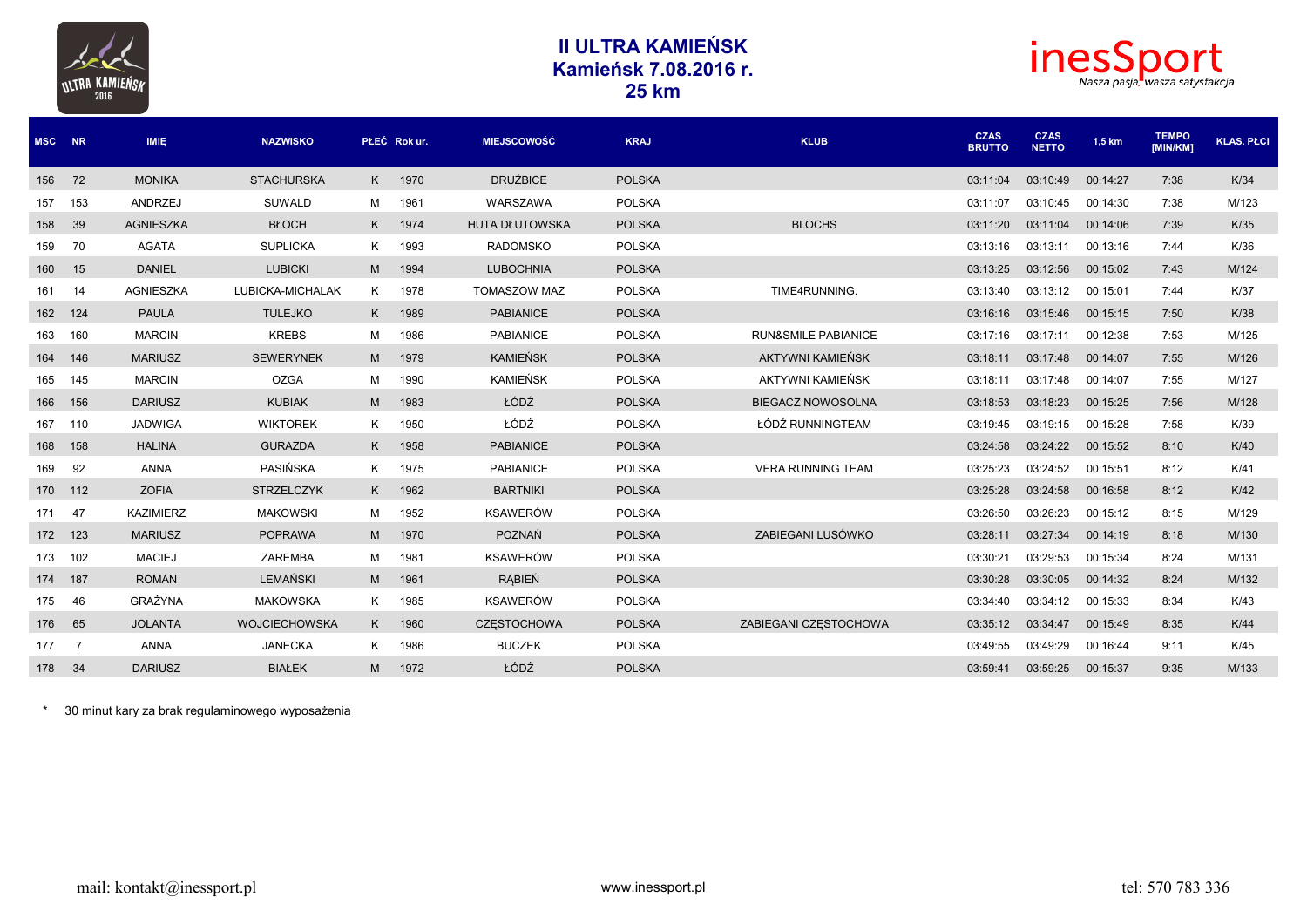# II ULTRA KAMIEŃSK
## Kamieńsk 7.08.2016 r.
## 25 km

| MSC | NR | IMIĘ | NAZWISKO | PŁEĆ | Rok ur. | MIEJSCOWOŚĆ | KRAJ | KLUB | CZAS BRUTTO | CZAS NETTO | 1,5 km | TEMPO [MIN/KM] | KLAS. PŁCI |
|---|---|---|---|---|---|---|---|---|---|---|---|---|---|
| 156 | 72 | MONIKA | STACHURSKA | K | 1970 | DRUŻBICE | POLSKA | | 03:11:04 | 03:10:49 | 00:14:27 | 7:38 | K/34 |
| 157 | 153 | ANDRZEJ | SUWALD | M | 1961 | WARSZAWA | POLSKA | | 03:11:07 | 03:10:45 | 00:14:30 | 7:38 | M/123 |
| 158 | 39 | AGNIESZKA | BŁOCH | K | 1974 | HUTA DŁUTOWSKA | POLSKA | BLOCHS | 03:11:20 | 03:11:04 | 00:14:06 | 7:39 | K/35 |
| 159 | 70 | AGATA | SUPLICKA | K | 1993 | RADOMSKO | POLSKA | | 03:13:16 | 03:13:11 | 00:13:16 | 7:44 | K/36 |
| 160 | 15 | DANIEL | LUBICKI | M | 1994 | LUBOCHNIA | POLSKA | | 03:13:25 | 03:12:56 | 00:15:02 | 7:43 | M/124 |
| 161 | 14 | AGNIESZKA | LUBICKA-MICHALAK | K | 1978 | TOMASZOW MAZ | POLSKA | TIME4RUNNING. | 03:13:40 | 03:13:12 | 00:15:01 | 7:44 | K/37 |
| 162 | 124 | PAULA | TULEJKO | K | 1989 | PABIANICE | POLSKA | | 03:16:16 | 03:15:46 | 00:15:15 | 7:50 | K/38 |
| 163 | 160 | MARCIN | KREBS | M | 1986 | PABIANICE | POLSKA | RUN&SMILE PABIANICE | 03:17:16 | 03:17:11 | 00:12:38 | 7:53 | M/125 |
| 164 | 146 | MARIUSZ | SEWERYNEK | M | 1979 | KAMIEŃSK | POLSKA | AKTYWNI KAMIEŃSK | 03:18:11 | 03:17:48 | 00:14:07 | 7:55 | M/126 |
| 165 | 145 | MARCIN | OZGA | M | 1990 | KAMIEŃSK | POLSKA | AKTYWNI KAMIEŃSK | 03:18:11 | 03:17:48 | 00:14:07 | 7:55 | M/127 |
| 166 | 156 | DARIUSZ | KUBIAK | M | 1983 | ŁÓDŹ | POLSKA | BIEGACZ NOWOSOLNA | 03:18:53 | 03:18:23 | 00:15:25 | 7:56 | M/128 |
| 167 | 110 | JADWIGA | WIKTOREK | K | 1950 | ŁÓDŹ | POLSKA | ŁÓDŹ RUNNINGTEAM | 03:19:45 | 03:19:15 | 00:15:28 | 7:58 | K/39 |
| 168 | 158 | HALINA | GURAZDA | K | 1958 | PABIANICE | POLSKA | | 03:24:58 | 03:24:22 | 00:15:52 | 8:10 | K/40 |
| 169 | 92 | ANNA | PASIŃSKA | K | 1975 | PABIANICE | POLSKA | VERA RUNNING TEAM | 03:25:23 | 03:24:52 | 00:15:51 | 8:12 | K/41 |
| 170 | 112 | ZOFIA | STRZELCZYK | K | 1962 | BARTNIKI | POLSKA | | 03:25:28 | 03:24:58 | 00:16:58 | 8:12 | K/42 |
| 171 | 47 | KAZIMIERZ | MAKOWSKI | M | 1952 | KSAWERÓW | POLSKA | | 03:26:50 | 03:26:23 | 00:15:12 | 8:15 | M/129 |
| 172 | 123 | MARIUSZ | POPRAWA | M | 1970 | POZNAŃ | POLSKA | ZABIEGANI LUSÓWKO | 03:28:11 | 03:27:34 | 00:14:19 | 8:18 | M/130 |
| 173 | 102 | MACIEJ | ZAREMBA | M | 1981 | KSAWERÓW | POLSKA | | 03:30:21 | 03:29:53 | 00:15:34 | 8:24 | M/131 |
| 174 | 187 | ROMAN | LEMAŃSKI | M | 1961 | RĄBIEŃ | POLSKA | | 03:30:28 | 03:30:05 | 00:14:32 | 8:24 | M/132 |
| 175 | 46 | GRAŻYNA | MAKOWSKA | K | 1985 | KSAWERÓW | POLSKA | | 03:34:40 | 03:34:12 | 00:15:33 | 8:34 | K/43 |
| 176 | 65 | JOLANTA | WOJCIECHOWSKA | K | 1960 | CZĘSTOCHOWA | POLSKA | ZABIEGANI CZĘSTOCHOWA | 03:35:12 | 03:34:47 | 00:15:49 | 8:35 | K/44 |
| 177 | 7 | ANNA | JANECKA | K | 1986 | BUCZEK | POLSKA | | 03:49:55 | 03:49:29 | 00:16:44 | 9:11 | K/45 |
| 178 | 34 | DARIUSZ | BIAŁEK | M | 1972 | ŁÓDŹ | POLSKA | | 03:59:41 | 03:59:25 | 00:15:37 | 9:35 | M/133 |

* 30 minut kary za brak regulaminowego wyposażenia

mail: kontakt@inessport.pl www.inessport.pl tel: 570 783 336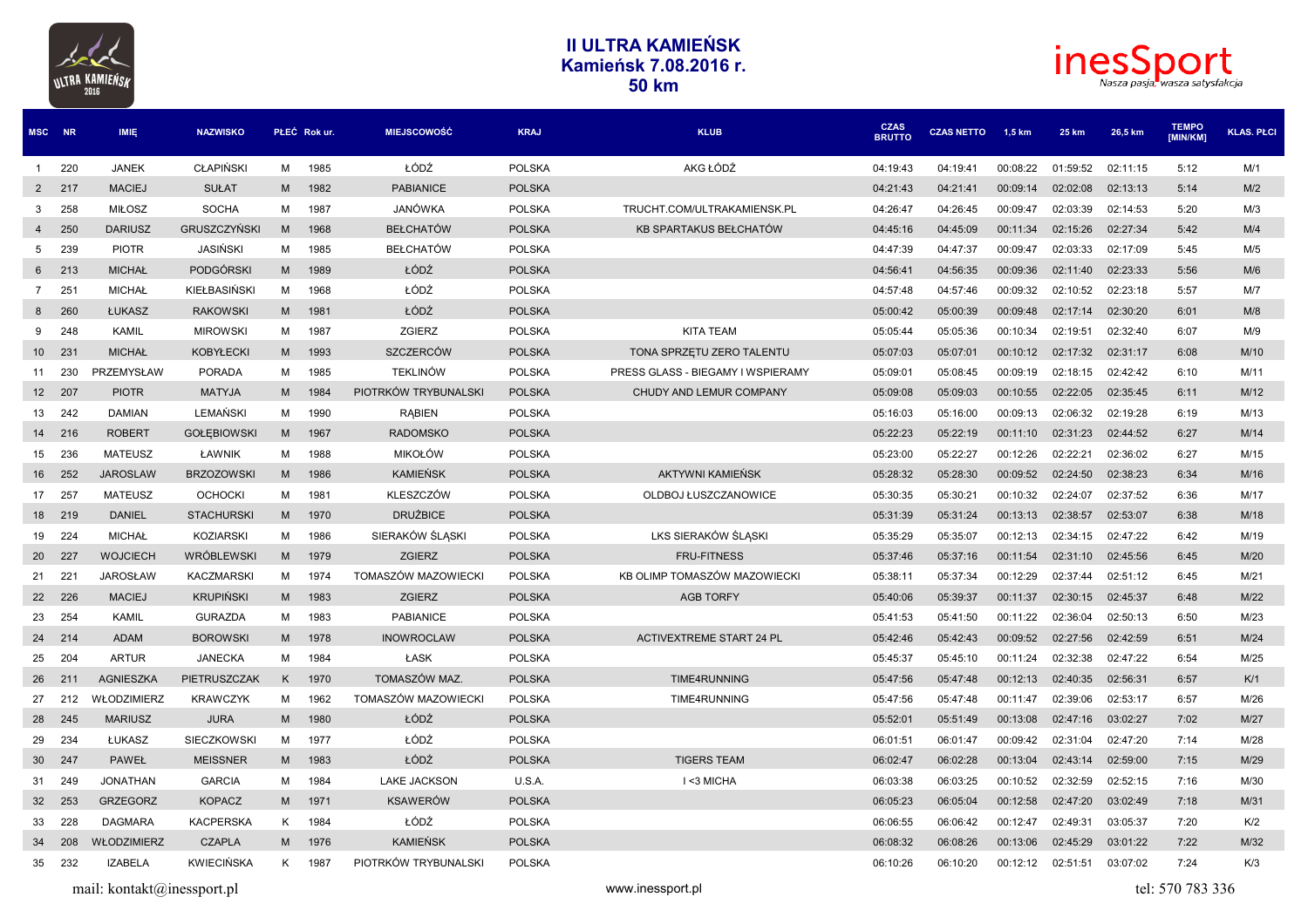# II ULTRA KAMIEŃSK
## Kamieńsk 7.08.2016 r.
## 50 km

| MSC | NR | IMIĘ | NAZWISKO | PŁEĆ | Rok ur. | MIEJSCOWOŚĆ | KRAJ | KLUB | CZAS BRUTTO | CZAS NETTO | 1,5 km | 25 km | 26,5 km | TEMPO [MIN/KM] | KLAS. PŁCI |
|---|---|---|---|---|---|---|---|---|---|---|---|---|---|---|---|
| 1 | 220 | JANEK | CŁAPIŃSKI | M | 1985 | ŁÓDŹ | POLSKA | AKG ŁÓDŹ | 04:19:43 | 04:19:41 | 00:08:22 | 01:59:52 | 02:11:15 | 5:12 | M/1 |
| 2 | 217 | MACIEJ | SUŁAT | M | 1982 | PABIANICE | POLSKA | | 04:21:43 | 04:21:41 | 00:09:14 | 02:02:08 | 02:13:13 | 5:14 | M/2 |
| 3 | 258 | MIŁOSZ | SOCHA | M | 1987 | JANÓWKA | POLSKA | TRUCHT.COM/ULTRAKAMIENSK.PL | 04:26:47 | 04:26:45 | 00:09:47 | 02:03:39 | 02:14:53 | 5:20 | M/3 |
| 4 | 250 | DARIUSZ | GRUSZCZYŃSKI | M | 1968 | BEŁCHATÓW | POLSKA | KB SPARTAKUS BEŁCHATÓW | 04:45:16 | 04:45:09 | 00:11:34 | 02:15:26 | 02:27:34 | 5:42 | M/4 |
| 5 | 239 | PIOTR | JASIŃSKI | M | 1985 | BEŁCHATÓW | POLSKA | | 04:47:39 | 04:47:37 | 00:09:47 | 02:03:33 | 02:17:09 | 5:45 | M/5 |
| 6 | 213 | MICHAŁ | PODGÓRSKI | M | 1989 | ŁÓDŹ | POLSKA | | 04:56:41 | 04:56:35 | 00:09:36 | 02:11:40 | 02:23:33 | 5:56 | M/6 |
| 7 | 251 | MICHAŁ | KIEŁBASIŃSKI | M | 1968 | ŁÓDŹ | POLSKA | | 04:57:48 | 04:57:46 | 00:09:32 | 02:10:52 | 02:23:18 | 5:57 | M/7 |
| 8 | 260 | ŁUKASZ | RAKOWSKI | M | 1981 | ŁÓDŹ | POLSKA | | 05:00:42 | 05:00:39 | 00:09:48 | 02:17:14 | 02:30:20 | 6:01 | M/8 |
| 9 | 248 | KAMIL | MIROWSKI | M | 1987 | ZGIERZ | POLSKA | KITA TEAM | 05:05:44 | 05:05:36 | 00:10:34 | 02:19:51 | 02:32:40 | 6:07 | M/9 |
| 10 | 231 | MICHAŁ | KOBYŁECKI | M | 1993 | SZCZERCÓW | POLSKA | TONA SPRZĘTU ZERO TALENTU | 05:07:03 | 05:07:01 | 00:10:12 | 02:17:32 | 02:31:17 | 6:08 | M/10 |
| 11 | 230 | PRZEMYSŁAW | PORADA | M | 1985 | TEKLINÓW | POLSKA | PRESS GLASS - BIEGAMY I WSPIERAMY | 05:09:01 | 05:08:45 | 00:09:19 | 02:18:15 | 02:42:42 | 6:10 | M/11 |
| 12 | 207 | PIOTR | MATYJA | M | 1984 | PIOTRKÓW TRYBUNALSKI | POLSKA | CHUDY AND LEMUR COMPANY | 05:09:08 | 05:09:03 | 00:10:55 | 02:22:05 | 02:35:45 | 6:11 | M/12 |
| 13 | 242 | DAMIAN | LEMAŃSKI | M | 1990 | RĄBIEN | POLSKA | | 05:16:03 | 05:16:00 | 00:09:13 | 02:06:32 | 02:19:28 | 6:19 | M/13 |
| 14 | 216 | ROBERT | GOŁĘBIOWSKI | M | 1967 | RADOMSKO | POLSKA | | 05:22:23 | 05:22:19 | 00:11:10 | 02:31:23 | 02:44:52 | 6:27 | M/14 |
| 15 | 236 | MATEUSZ | ŁAWNIK | M | 1988 | MIKOŁÓW | POLSKA | | 05:23:00 | 05:22:27 | 00:12:26 | 02:22:21 | 02:36:02 | 6:27 | M/15 |
| 16 | 252 | JAROSLAW | BRZOZOWSKI | M | 1986 | KAMIEŃSK | POLSKA | AKTYWNI KAMIEŃSK | 05:28:32 | 05:28:30 | 00:09:52 | 02:24:50 | 02:38:23 | 6:34 | M/16 |
| 17 | 257 | MATEUSZ | OCHOCKI | M | 1981 | KLESZCZÓW | POLSKA | OLDBOJ ŁUSZCZANOWICE | 05:30:35 | 05:30:21 | 00:10:32 | 02:24:07 | 02:37:52 | 6:36 | M/17 |
| 18 | 219 | DANIEL | STACHURSKI | M | 1970 | DRUŻBICE | POLSKA | | 05:31:39 | 05:31:24 | 00:13:13 | 02:38:57 | 02:53:07 | 6:38 | M/18 |
| 19 | 224 | MICHAŁ | KOZIARSKI | M | 1986 | SIERAKÓW ŚLĄSKI | POLSKA | LKS SIERAKÓW ŚLĄSKI | 05:35:29 | 05:35:07 | 00:12:13 | 02:34:15 | 02:47:22 | 6:42 | M/19 |
| 20 | 227 | WOJCIECH | WRÓBLEWSKI | M | 1979 | ZGIERZ | POLSKA | FRU-FITNESS | 05:37:46 | 05:37:16 | 00:11:54 | 02:31:10 | 02:45:56 | 6:45 | M/20 |
| 21 | 221 | JAROSŁAW | KACZMARSKI | M | 1974 | TOMASZÓW MAZOWIECKI | POLSKA | KB OLIMP TOMASZÓW MAZOWIECKI | 05:38:11 | 05:37:34 | 00:12:29 | 02:37:44 | 02:51:12 | 6:45 | M/21 |
| 22 | 226 | MACIEJ | KRUPIŃSKI | M | 1983 | ZGIERZ | POLSKA | AGB TORFY | 05:40:06 | 05:39:37 | 00:11:37 | 02:30:15 | 02:45:37 | 6:48 | M/22 |
| 23 | 254 | KAMIL | GURAZDA | M | 1983 | PABIANICE | POLSKA | | 05:41:53 | 05:41:50 | 00:11:22 | 02:36:04 | 02:50:13 | 6:50 | M/23 |
| 24 | 214 | ADAM | BOROWSKI | M | 1978 | INOWROCLAW | POLSKA | ACTIVEXTREME START 24 PL | 05:42:46 | 05:42:43 | 00:09:52 | 02:27:56 | 02:42:59 | 6:51 | M/24 |
| 25 | 204 | ARTUR | JANECKA | M | 1984 | ŁASK | POLSKA | | 05:45:37 | 05:45:10 | 00:11:24 | 02:32:38 | 02:47:22 | 6:54 | M/25 |
| 26 | 211 | AGNIESZKA | PIETRUSZCZAK | K | 1970 | TOMASZÓW MAZ. | POLSKA | TIME4RUNNING | 05:47:56 | 05:47:48 | 00:12:13 | 02:40:35 | 02:56:31 | 6:57 | K/1 |
| 27 | 212 | WŁODZIMIERZ | KRAWCZYK | M | 1962 | TOMASZÓW MAZOWIECKI | POLSKA | TIME4RUNNING | 05:47:56 | 05:47:48 | 00:11:47 | 02:39:06 | 02:53:17 | 6:57 | M/26 |
| 28 | 245 | MARIUSZ | JURA | M | 1980 | ŁÓDŹ | POLSKA | | 05:52:01 | 05:51:49 | 00:13:08 | 02:47:16 | 03:02:27 | 7:02 | M/27 |
| 29 | 234 | ŁUKASZ | SIECZKOWSKI | M | 1977 | ŁÓDŹ | POLSKA | | 06:01:51 | 06:01:47 | 00:09:42 | 02:31:04 | 02:47:20 | 7:14 | M/28 |
| 30 | 247 | PAWEŁ | MEISSNER | M | 1983 | ŁÓDŹ | POLSKA | TIGERS TEAM | 06:02:47 | 06:02:28 | 00:13:04 | 02:43:14 | 02:59:00 | 7:15 | M/29 |
| 31 | 249 | JONATHAN | GARCIA | M | 1984 | LAKE JACKSON | U.S.A. | I <3 MICHA | 06:03:38 | 06:03:25 | 00:10:52 | 02:32:59 | 02:52:15 | 7:16 | M/30 |
| 32 | 253 | GRZEGORZ | KOPACZ | M | 1971 | KSAWERÓW | POLSKA | | 06:05:23 | 06:05:04 | 00:12:58 | 02:47:20 | 03:02:49 | 7:18 | M/31 |
| 33 | 228 | DAGMARA | KACPERSKA | K | 1984 | ŁÓDŹ | POLSKA | | 06:06:55 | 06:06:42 | 00:12:47 | 02:49:31 | 03:05:37 | 7:20 | K/2 |
| 34 | 208 | WŁODZIMIERZ | CZAPLA | M | 1976 | KAMIEŃSK | POLSKA | | 06:08:32 | 06:08:26 | 00:13:06 | 02:45:29 | 03:01:22 | 7:22 | M/32 |
| 35 | 232 | IZABELA | KWIECIŃSKA | K | 1987 | PIOTRKÓW TRYBUNALSKI | POLSKA | | 06:10:26 | 06:10:20 | 00:12:12 | 02:51:51 | 03:07:02 | 7:24 | K/3 |

mail: kontakt@inessport.pl www.inessport.pl tel: 570 783 336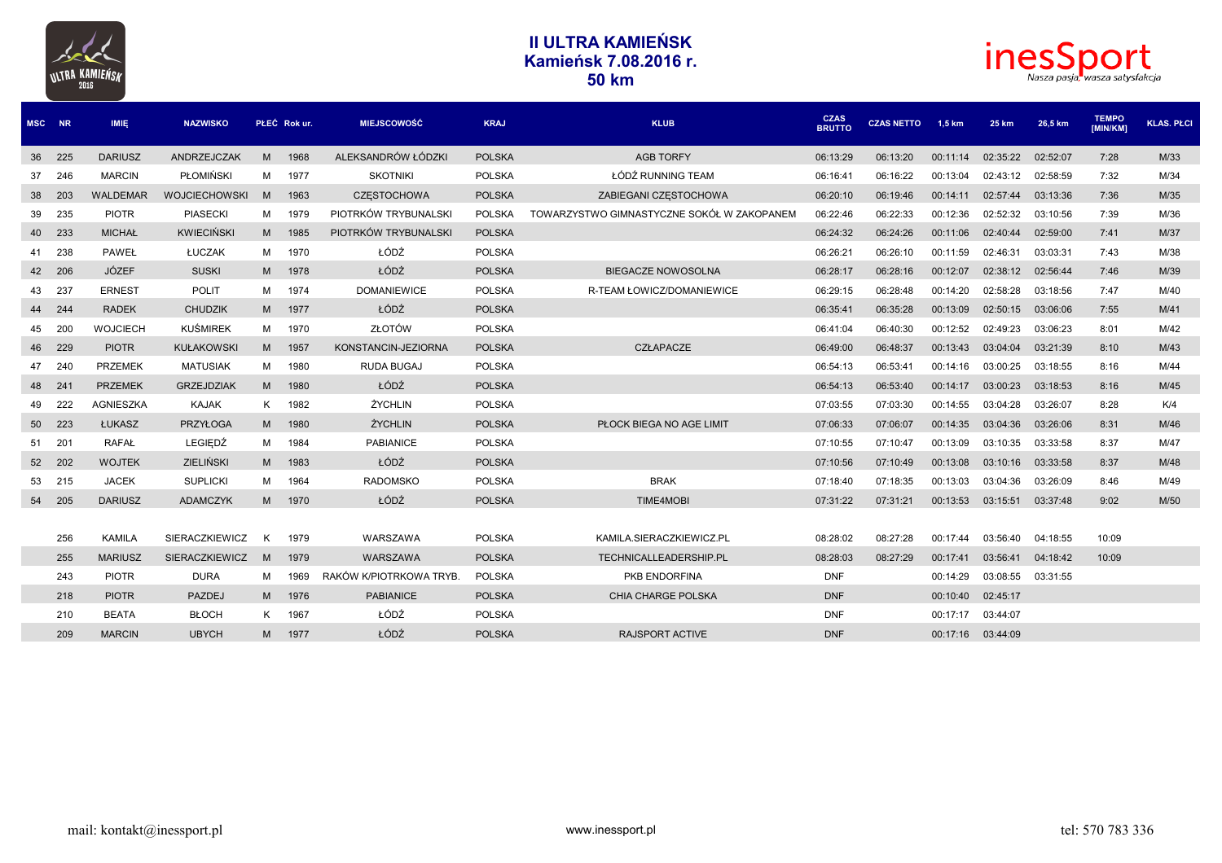# II ULTRA KAMIEŃSK
## Kamieńsk 7.08.2016 r.
## 50 km

| MSC | NR | IMIĘ | NAZWISKO | PŁEĆ | Rok ur. | MIEJSCOWOŚĆ | KRAJ | KLUB | CZAS BRUTTO | CZAS NETTO | 1,5 km | 25 km | 26,5 km | TEMPO [MIN/KM] | KLAS. PŁCI |
|---|---|---|---|---|---|---|---|---|---|---|---|---|---|---|---|
| 36 | 225 | DARIUSZ | ANDRZEJCZAK | M | 1968 | ALEKSANDRÓW ŁÓDZKI | POLSKA | AGB TORFY | 06:13:29 | 06:13:20 | 00:11:14 | 02:35:22 | 02:52:07 | 7:28 | M/33 |
| 37 | 246 | MARCIN | PŁOMIŃSKI | M | 1977 | SKOTNIKI | POLSKA | ŁÓDŹ RUNNING TEAM | 06:16:41 | 06:16:22 | 00:13:04 | 02:43:12 | 02:58:59 | 7:32 | M/34 |
| 38 | 203 | WALDEMAR | WOJCIECHOWSKI | M | 1963 | CZĘSTOCHOWA | POLSKA | ZABIEGANI CZĘSTOCHOWA | 06:20:10 | 06:19:46 | 00:14:11 | 02:57:44 | 03:13:36 | 7:36 | M/35 |
| 39 | 235 | PIOTR | PIASECKI | M | 1979 | PIOTRKÓW TRYBUNALSKI | POLSKA | TOWARZYSTWO GIMNASTYCZNE SOKÓŁ W ZAKOPANEM | 06:22:46 | 06:22:33 | 00:12:36 | 02:52:32 | 03:10:56 | 7:39 | M/36 |
| 40 | 233 | MICHAŁ | KWIECIŃSKI | M | 1985 | PIOTRKÓW TRYBUNALSKI | POLSKA | | 06:24:32 | 06:24:26 | 00:11:06 | 02:40:44 | 02:59:00 | 7:41 | M/37 |
| 41 | 238 | PAWEŁ | ŁUCZAK | M | 1970 | ŁÓDŹ | POLSKA | | 06:26:21 | 06:26:10 | 00:11:59 | 02:46:31 | 03:03:31 | 7:43 | M/38 |
| 42 | 206 | JÓZEF | SUSKI | M | 1978 | ŁÓDŹ | POLSKA | BIEGACZE NOWOSOLNA | 06:28:17 | 06:28:16 | 00:12:07 | 02:38:12 | 02:56:44 | 7:46 | M/39 |
| 43 | 237 | ERNEST | POLIT | M | 1974 | DOMANIEWICE | POLSKA | R-TEAM ŁOWICZ/DOMANIEWICE | 06:29:15 | 06:28:48 | 00:14:20 | 02:58:28 | 03:18:56 | 7:47 | M/40 |
| 44 | 244 | RADEK | CHUDZIK | M | 1977 | ŁÓDŹ | POLSKA | | 06:35:41 | 06:35:28 | 00:13:09 | 02:50:15 | 03:06:06 | 7:55 | M/41 |
| 45 | 200 | WOJCIECH | KUŚMIREK | M | 1970 | ZŁOTÓW | POLSKA | | 06:41:04 | 06:40:30 | 00:12:52 | 02:49:23 | 03:06:23 | 8:01 | M/42 |
| 46 | 229 | PIOTR | KUŁAKOWSKI | M | 1957 | KONSTANCIN-JEZIORNA | POLSKA | CZŁAPACZE | 06:49:00 | 06:48:37 | 00:13:43 | 03:04:04 | 03:21:39 | 8:10 | M/43 |
| 47 | 240 | PRZEMEK | MATUSIAK | M | 1980 | RUDA BUGAJ | POLSKA | | 06:54:13 | 06:53:41 | 00:14:16 | 03:00:25 | 03:18:55 | 8:16 | M/44 |
| 48 | 241 | PRZEMEK | GRZEJDZIAK | M | 1980 | ŁÓDŹ | POLSKA | | 06:54:13 | 06:53:40 | 00:14:17 | 03:00:23 | 03:18:53 | 8:16 | M/45 |
| 49 | 222 | AGNIESZKA | KAJAK | K | 1982 | ŻYCHLIN | POLSKA | | 07:03:55 | 07:03:30 | 00:14:55 | 03:04:28 | 03:26:07 | 8:28 | K/4 |
| 50 | 223 | ŁUKASZ | PRZYŁOGA | M | 1980 | ŻYCHLIN | POLSKA | PŁOCK BIEGA NO AGE LIMIT | 07:06:33 | 07:06:07 | 00:14:35 | 03:04:36 | 03:26:06 | 8:31 | M/46 |
| 51 | 201 | RAFAŁ | LEGIĘDŹ | M | 1984 | PABIANICE | POLSKA | | 07:10:55 | 07:10:47 | 00:13:09 | 03:10:35 | 03:33:58 | 8:37 | M/47 |
| 52 | 202 | WOJTEK | ZIELIŃSKI | M | 1983 | ŁÓDŹ | POLSKA | | 07:10:56 | 07:10:49 | 00:13:08 | 03:10:16 | 03:33:58 | 8:37 | M/48 |
| 53 | 215 | JACEK | SUPLICKI | M | 1964 | RADOMSKO | POLSKA | BRAK | 07:18:40 | 07:18:35 | 00:13:03 | 03:04:36 | 03:26:09 | 8:46 | M/49 |
| 54 | 205 | DARIUSZ | ADAMCZYK | M | 1970 | ŁÓDŹ | POLSKA | TIME4MOBI | 07:31:22 | 07:31:21 | 00:13:53 | 03:15:51 | 03:37:48 | 9:02 | M/50 |
| | 256 | KAMILA | SIERACZKIEWICZ | K | 1979 | WARSZAWA | POLSKA | KAMILA.SIERACZKIEWICZ.PL | 08:28:02 | 08:27:28 | 00:17:44 | 03:56:40 | 04:18:55 | 10:09 | |
| | 255 | MARIUSZ | SIERACZKIEWICZ | M | 1979 | WARSZAWA | POLSKA | TECHNICALLEADERSHIP.PL | 08:28:03 | 08:27:29 | 00:17:41 | 03:56:41 | 04:18:42 | 10:09 | |
| | 243 | PIOTR | DURA | M | 1969 | RAKÓW K/PIOTRKOWA TRYB. | POLSKA | PKB ENDORFINA | DNF | | 00:14:29 | 03:08:55 | 03:31:55 | | |
| | 218 | PIOTR | PAZDEJ | M | 1976 | PABIANICE | POLSKA | CHIA CHARGE POLSKA | DNF | | 00:10:40 | 02:45:17 | | | |
| | 210 | BEATA | BŁOCH | K | 1967 | ŁÓDŹ | POLSKA | | DNF | | 00:17:17 | 03:44:07 | | | |
| | 209 | MARCIN | UBYCH | M | 1977 | ŁÓDŹ | POLSKA | RAJSPORT ACTIVE | DNF | | 00:17:16 | 03:44:09 | | | |

mail: kontakt@inessport.pl www.inessport.pl tel: 570 783 336